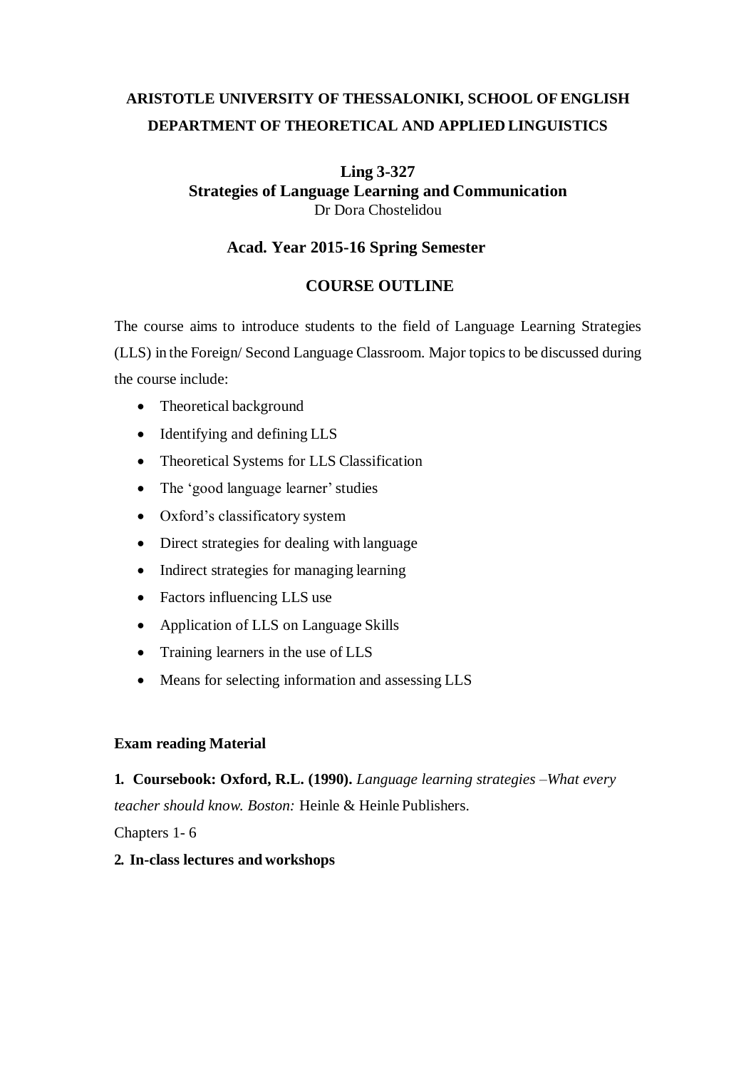# ARISTOTLE UNIVERSITY OF THESSALONIKI, SCHOOL OF ENGLISH
# DEPARTMENT OF THEORETICAL AND APPLIED LINGUISTICS

## Ling 3-327
## Strategies of Language Learning and Communication
Dr Dora Chostelidou

## Acad. Year 2015-16 Spring Semester

## COURSE OUTLINE

The course aims to introduce students to the field of Language Learning Strategies (LLS) in the Foreign/ Second Language Classroom. Major topics to be discussed during the course include:

- Theoretical background
- Identifying and defining LLS
- Theoretical Systems for LLS Classification
- The 'good language learner' studies
- Oxford's classificatory system
- Direct strategies for dealing with language
- Indirect strategies for managing learning
- Factors influencing LLS use
- Application of LLS on Language Skills
- Training learners in the use of LLS
- Means for selecting information and assessing LLS

**Exam reading Material**

**1. Coursebook: Oxford, R.L. (1990).** *Language learning strategies –What every teacher should know. Boston:* Heinle & Heinle Publishers.

Chapters 1- 6

**2. In-class lectures and workshops**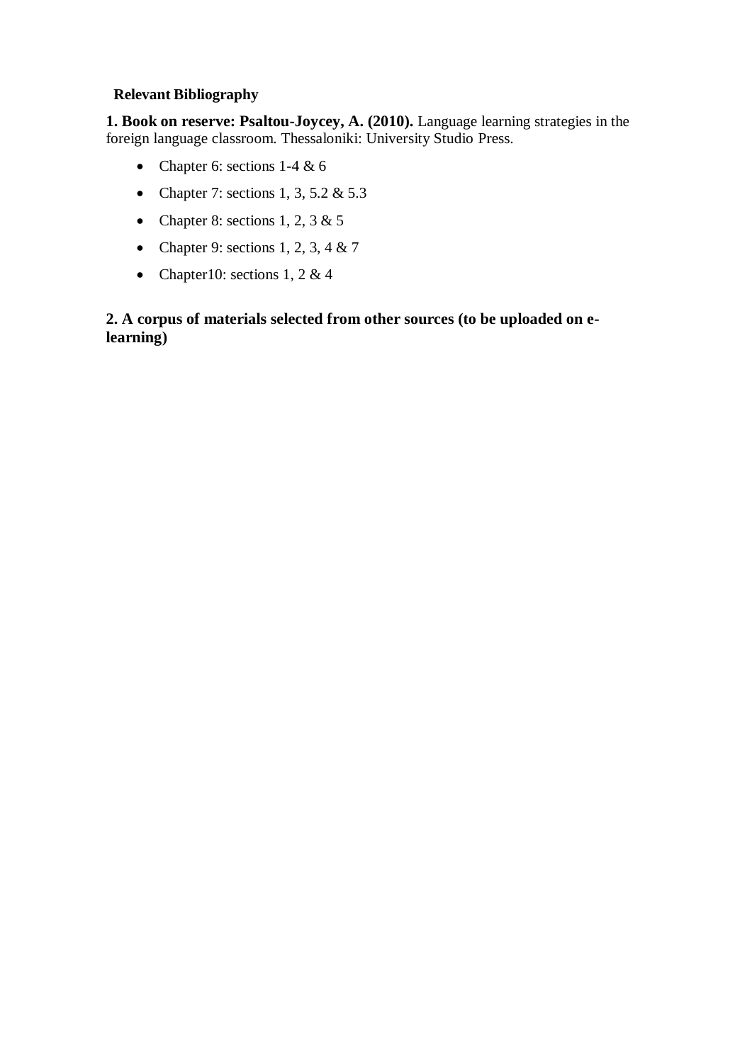**Relevant Bibliography**

**1. Book on reserve: Psaltou-Joycey, A. (2010).** Language learning strategies in the foreign language classroom. Thessaloniki: University Studio Press.

- Chapter 6: sections 1-4 & 6
- Chapter 7: sections 1, 3, 5.2 & 5.3
- Chapter 8: sections 1, 2, 3 & 5
- Chapter 9: sections 1, 2, 3, 4 & 7
- Chapter10: sections 1, 2 & 4

**2. A corpus of materials selected from other sources (to be uploaded on e-learning)**